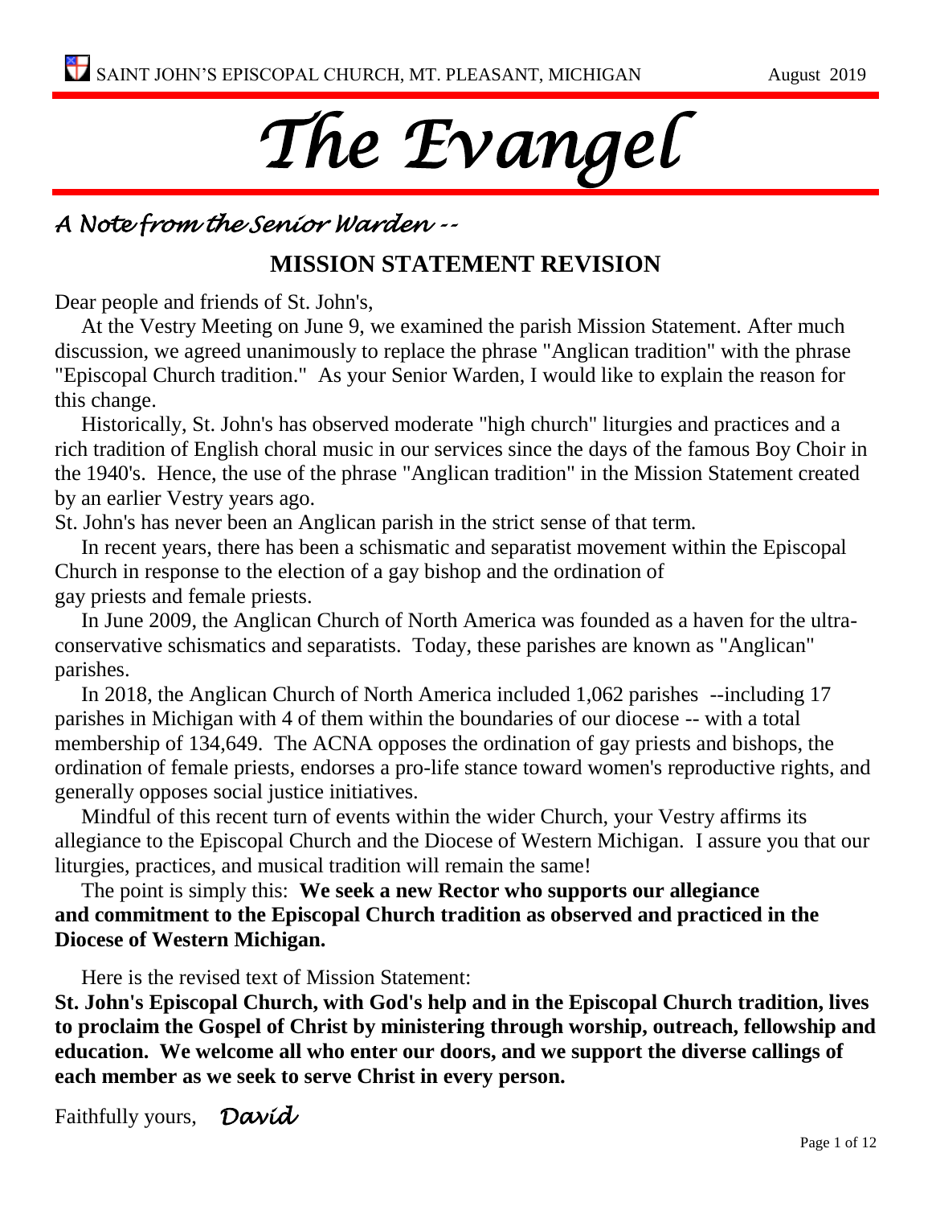SAINT JOHN'S EPISCOPAL CHURCH, MT. PLEASANT, MICHIGAN August 2019

# *The Evangel*

## *A Note from the Senior Warden --*

### MISSION STATEMENT REVISION

Dear people and friends of St. John's,

At the Vestry Meeting on June 9, we examined the parish Mission Statement. After much discussion, we agreed unanimously to replace the phrase "Anglican tradition" with the phrase "Episcopal Church tradition." As your Senior Warden, I would like to explain the reason for this change.

Historically, St. John's has observed moderate "high church" liturgies and practices and a rich tradition of English choral music in our services since the days of the famous Boy Choir in the 1940's. Hence, the use of the phrase "Anglican tradition" in the Mission Statement created by an earlier Vestry years ago.

St. John's has never been an Anglican parish in the strict sense of that term.

In recent years, there has been a schismatic and separatist movement within the Episcopal Church in response to the election of a gay bishop and the ordination of gay priests and female priests.

In June 2009, the Anglican Church of North America was founded as a haven for the ultra-conservative schismatics and separatists. Today, these parishes are known as "Anglican" parishes.

In 2018, the Anglican Church of North America included 1,062 parishes --including 17 parishes in Michigan with 4 of them within the boundaries of our diocese -- with a total membership of 134,649. The ACNA opposes the ordination of gay priests and bishops, the ordination of female priests, endorses a pro-life stance toward women's reproductive rights, and generally opposes social justice initiatives.

Mindful of this recent turn of events within the wider Church, your Vestry affirms its allegiance to the Episcopal Church and the Diocese of Western Michigan. I assure you that our liturgies, practices, and musical tradition will remain the same!

The point is simply this: **We seek a new Rector who supports our allegiance and commitment to the Episcopal Church tradition as observed and practiced in the Diocese of Western Michigan.**

Here is the revised text of Mission Statement:

**St. John's Episcopal Church, with God's help and in the Episcopal Church tradition, lives to proclaim the Gospel of Christ by ministering through worship, outreach, fellowship and education. We welcome all who enter our doors, and we support the diverse callings of each member as we seek to serve Christ in every person.**

Faithfully yours, *David*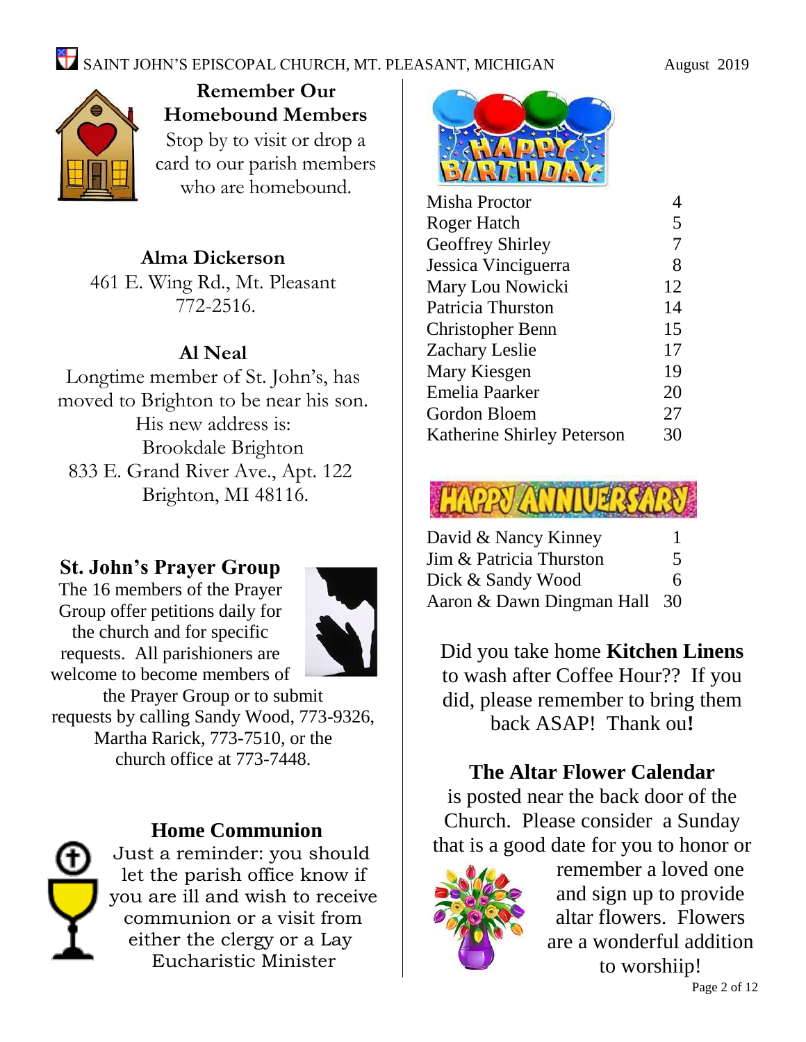## Remember Our Homebound Members

Stop by to visit or drop a card to our parish members who are homebound.

**Alma Dickerson**
461 E. Wing Rd., Mt. Pleasant
772-2516.

**Al Neal**
Longtime member of St. John's, has moved to Brighton to be near his son. His new address is:
Brookdale Brighton
833 E. Grand River Ave., Apt. 122
Brighton, MI 48116.

## St. John's Prayer Group

The 16 members of the Prayer Group offer petitions daily for the church and for specific requests. All parishioners are welcome to become members of the Prayer Group or to submit requests by calling Sandy Wood, 773-9326, Martha Rarick, 773-7510, or the church office at 773-7448.

## Home Communion

Just a reminder: you should let the parish office know if you are ill and wish to receive communion or a visit from either the clergy or a Lay Eucharistic Minister

## Happy Birthday

| Name | Day |
|---|---|
| Misha Proctor | 4 |
| Roger Hatch | 5 |
| Geoffrey Shirley | 7 |
| Jessica Vinciguerra | 8 |
| Mary Lou Nowicki | 12 |
| Patricia Thurston | 14 |
| Christopher Benn | 15 |
| Zachary Leslie | 17 |
| Mary Kiesgen | 19 |
| Emelia Paarker | 20 |
| Gordon Bloem | 27 |
| Katherine Shirley Peterson | 30 |

## Happy Anniversary

| Names | Day |
|---|---|
| David & Nancy Kinney | 1 |
| Jim & Patricia Thurston | 5 |
| Dick & Sandy Wood | 6 |
| Aaron & Dawn Dingman Hall | 30 |

Did you take home **Kitchen Linens** to wash after Coffee Hour?? If you did, please remember to bring them back ASAP! Thank ou**!**

**The Altar Flower Calendar** is posted near the back door of the Church. Please consider a Sunday that is a good date for you to honor or remember a loved one and sign up to provide altar flowers. Flowers are a wonderful addition to worshiip!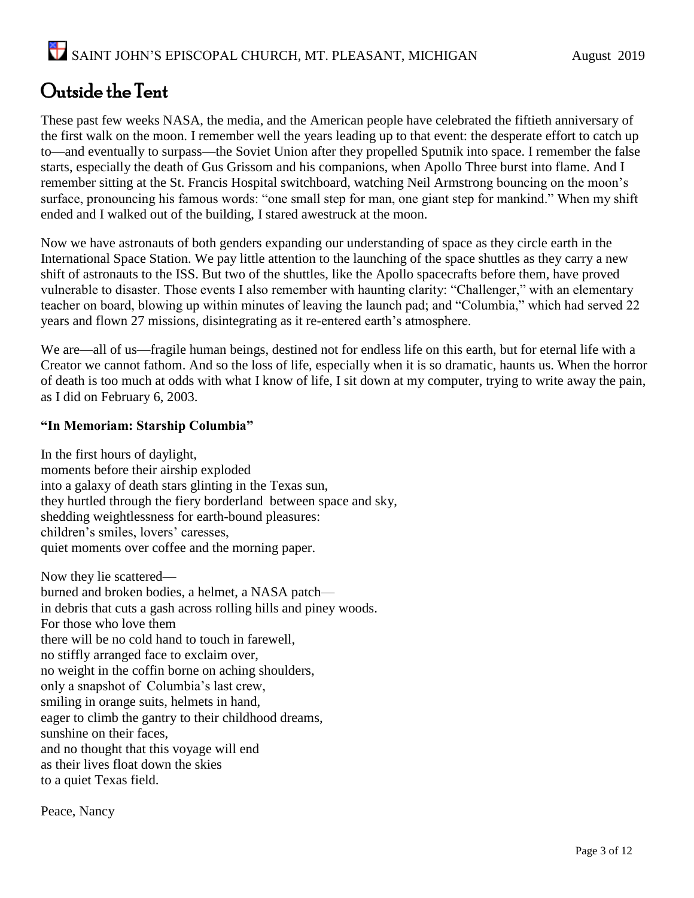# Outside the Tent

These past few weeks NASA, the media, and the American people have celebrated the fiftieth anniversary of the first walk on the moon. I remember well the years leading up to that event: the desperate effort to catch up to—and eventually to surpass—the Soviet Union after they propelled Sputnik into space. I remember the false starts, especially the death of Gus Grissom and his companions, when Apollo Three burst into flame. And I remember sitting at the St. Francis Hospital switchboard, watching Neil Armstrong bouncing on the moon's surface, pronouncing his famous words: "one small step for man, one giant step for mankind." When my shift ended and I walked out of the building, I stared awestruck at the moon.

Now we have astronauts of both genders expanding our understanding of space as they circle earth in the International Space Station. We pay little attention to the launching of the space shuttles as they carry a new shift of astronauts to the ISS. But two of the shuttles, like the Apollo spacecrafts before them, have proved vulnerable to disaster. Those events I also remember with haunting clarity: "Challenger," with an elementary teacher on board, blowing up within minutes of leaving the launch pad; and "Columbia," which had served 22 years and flown 27 missions, disintegrating as it re-entered earth's atmosphere.

We are—all of us—fragile human beings, destined not for endless life on this earth, but for eternal life with a Creator we cannot fathom. And so the loss of life, especially when it is so dramatic, haunts us. When the horror of death is too much at odds with what I know of life, I sit down at my computer, trying to write away the pain, as I did on February 6, 2003.

**"In Memoriam: Starship Columbia"**

In the first hours of daylight,
moments before their airship exploded
into a galaxy of death stars glinting in the Texas sun,
they hurtled through the fiery borderland between space and sky,
shedding weightlessness for earth-bound pleasures:
children's smiles, lovers' caresses,
quiet moments over coffee and the morning paper.

Now they lie scattered—
burned and broken bodies, a helmet, a NASA patch—
in debris that cuts a gash across rolling hills and piney woods.
For those who love them
there will be no cold hand to touch in farewell,
no stiffly arranged face to exclaim over,
no weight in the coffin borne on aching shoulders,
only a snapshot of Columbia's last crew,
smiling in orange suits, helmets in hand,
eager to climb the gantry to their childhood dreams,
sunshine on their faces,
and no thought that this voyage will end
as their lives float down the skies
to a quiet Texas field.

Peace, Nancy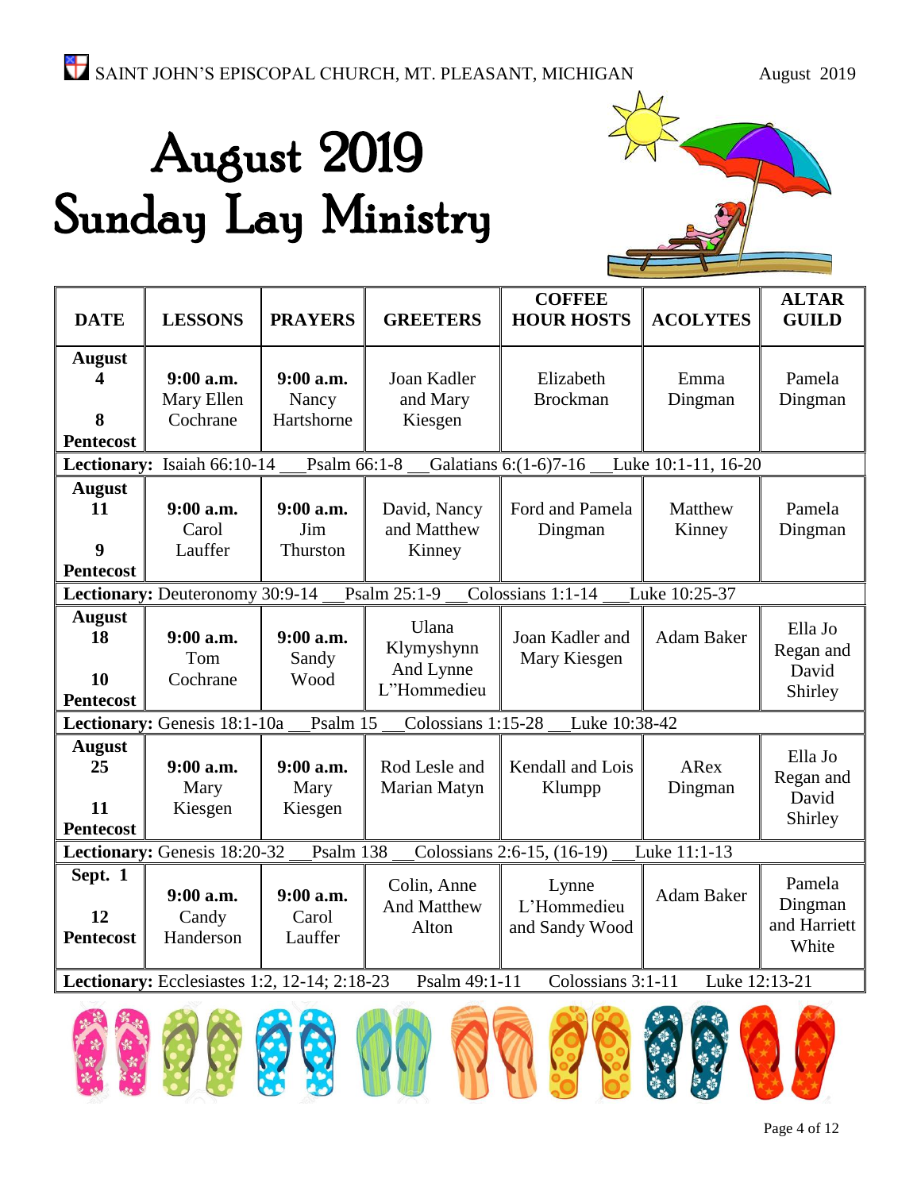# August 2019
# Sunday Lay Ministry

| DATE | LESSONS | PRAYERS | GREETERS | COFFEE HOUR HOSTS | ACOLYTES | ALTAR GUILD |
|---|---|---|---|---|---|---|
| **August 4** **8 Pentecost** | **9:00 a.m.** Mary Ellen Cochrane | **9:00 a.m.** Nancy Hartshorne | Joan Kadler and Mary Kiesgen | Elizabeth Brockman | Emma Dingman | Pamela Dingman |
| **Lectionary:** Isaiah 66:10-14 __Psalm 66:1-8 __Galatians 6:(1-6)7-16 __Luke 10:1-11, 16-20 | | | | | | |
| **August 11** **9 Pentecost** | **9:00 a.m.** Carol Lauffer | **9:00 a.m.** Jim Thurston | David, Nancy and Matthew Kinney | Ford and Pamela Dingman | Matthew Kinney | Pamela Dingman |
| **Lectionary:** Deuteronomy 30:9-14 __Psalm 25:1-9 __Colossians 1:1-14 __Luke 10:25-37 | | | | | | |
| **August 18** **10 Pentecost** | **9:00 a.m.** Tom Cochrane | **9:00 a.m.** Sandy Wood | Ulana Klymyshynn And Lynne L"Hommedieu | Joan Kadler and Mary Kiesgen | Adam Baker | Ella Jo Regan and David Shirley |
| **Lectionary:** Genesis 18:1-10a __Psalm 15 __Colossians 1:15-28 __Luke 10:38-42 | | | | | | |
| **August 25** **11 Pentecost** | **9:00 a.m.** Mary Kiesgen | **9:00 a.m.** Mary Kiesgen | Rod Lesle and Marian Matyn | Kendall and Lois Klumpp | ARex Dingman | Ella Jo Regan and David Shirley |
| **Lectionary:** Genesis 18:20-32 __Psalm 138 __Colossians 2:6-15, (16-19) __Luke 11:1-13 | | | | | | |
| **Sept. 1** **12 Pentecost** | **9:00 a.m.** Candy Handerson | **9:00 a.m.** Carol Lauffer | Colin, Anne And Matthew Alton | Lynne L'Hommedieu and Sandy Wood | Adam Baker | Pamela Dingman and Harriett White |
| **Lectionary:** Ecclesiastes 1:2, 12-14; 2:18-23 Psalm 49:1-11 Colossians 3:1-11 Luke 12:13-21 | | | | | | |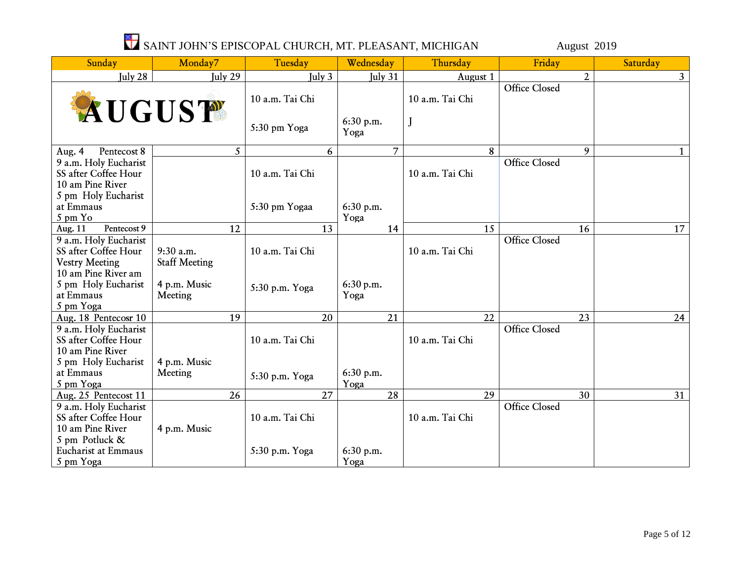# SAINT JOHN'S EPISCOPAL CHURCH, MT. PLEASANT, MICHIGAN — August 2019

| Sunday | Monday7 | Tuesday | Wednesday | Thursday | Friday | Saturday |
|---|---|---|---|---|---|---|
| July 28 | July 29 | July 3 | July 31 | August 1 | 2 | 3 |
| AUGUST | | 10 a.m. Tai Chi<br><br>5:30 pm Yoga | 6:30 p.m. Yoga | 10 a.m. Tai Chi<br><br>J | Office Closed | |
| Aug. 4 Pentecost 8 | 5 | 6 | 7 | 8 | 9 | 1 |
| 9 a.m. Holy Eucharist<br>SS after Coffee Hour<br>10 am Pine River<br>5 pm Holy Eucharist at Emmaus<br>5 pm Yo | | 10 a.m. Tai Chi<br><br>5:30 pm Yogaa | 6:30 p.m. Yoga | 10 a.m. Tai Chi | Office Closed | |
| Aug. 11 Pentecost 9 | 12 | 13 | 14 | 15 | 16 | 17 |
| 9 a.m. Holy Eucharist<br>SS after Coffee Hour<br>Vestry Meeting<br>10 am Pine River am<br>5 pm Holy Eucharist at Emmaus<br>5 pm Yoga | 9:30 a.m. Staff Meeting<br><br>4 p.m. Music Meeting | 10 a.m. Tai Chi<br><br>5:30 p.m. Yoga | 6:30 p.m. Yoga | 10 a.m. Tai Chi | Office Closed | |
| Aug. 18 Pentecosr 10 | 19 | 20 | 21 | 22 | 23 | 24 |
| 9 a.m. Holy Eucharist<br>SS after Coffee Hour<br>10 am Pine River<br>5 pm Holy Eucharist at Emmaus<br>5 pm Yoga | 4 p.m. Music Meeting | 10 a.m. Tai Chi<br><br>5:30 p.m. Yoga | 6:30 p.m. Yoga | 10 a.m. Tai Chi | Office Closed | |
| Aug. 25 Pentecost 11 | 26 | 27 | 28 | 29 | 30 | 31 |
| 9 a.m. Holy Eucharist<br>SS after Coffee Hour<br>10 am Pine River<br>5 pm Potluck & Eucharist at Emmaus<br>5 pm Yoga | 4 p.m. Music | 10 a.m. Tai Chi<br><br>5:30 p.m. Yoga | 6:30 p.m. Yoga | 10 a.m. Tai Chi | Office Closed | |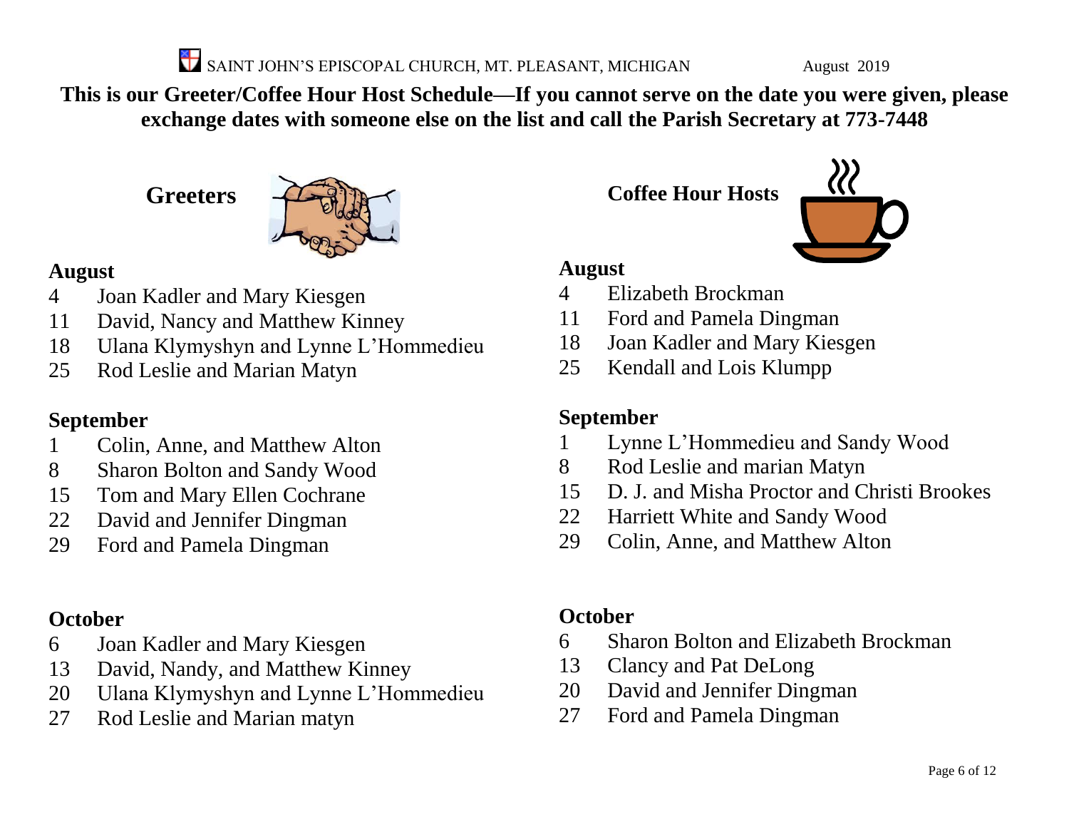SAINT JOHN'S EPISCOPAL CHURCH, MT. PLEASANT, MICHIGAN August 2019

**This is our Greeter/Coffee Hour Host Schedule—If you cannot serve on the date you were given, please exchange dates with someone else on the list and call the Parish Secretary at 773-7448**

## Greeters

### August

4 Joan Kadler and Mary Kiesgen
11 David, Nancy and Matthew Kinney
18 Ulana Klymyshyn and Lynne L'Hommedieu
25 Rod Leslie and Marian Matyn

### September

1 Colin, Anne, and Matthew Alton
8 Sharon Bolton and Sandy Wood
15 Tom and Mary Ellen Cochrane
22 David and Jennifer Dingman
29 Ford and Pamela Dingman

### October

6 Joan Kadler and Mary Kiesgen
13 David, Nandy, and Matthew Kinney
20 Ulana Klymyshyn and Lynne L'Hommedieu
27 Rod Leslie and Marian matyn

## Coffee Hour Hosts

### August

4 Elizabeth Brockman
11 Ford and Pamela Dingman
18 Joan Kadler and Mary Kiesgen
25 Kendall and Lois Klumpp

### September

1 Lynne L'Hommedieu and Sandy Wood
8 Rod Leslie and marian Matyn
15 D. J. and Misha Proctor and Christi Brookes
22 Harriett White and Sandy Wood
29 Colin, Anne, and Matthew Alton

### October

6 Sharon Bolton and Elizabeth Brockman
13 Clancy and Pat DeLong
20 David and Jennifer Dingman
27 Ford and Pamela Dingman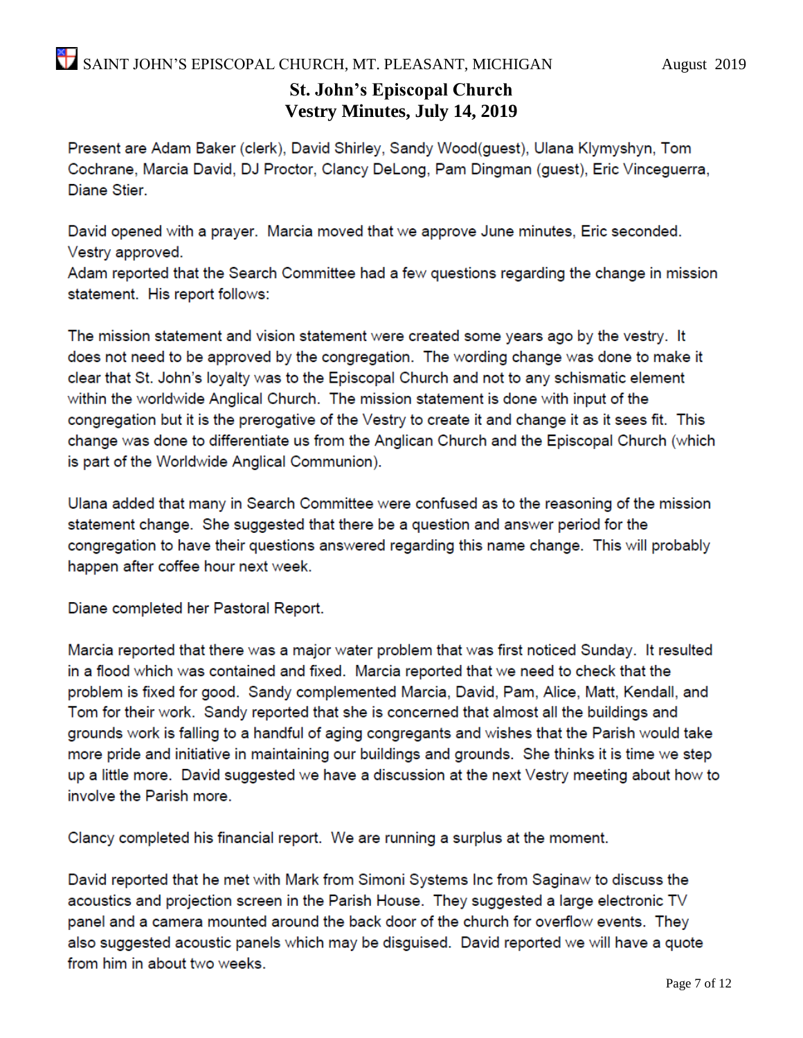# St. John's Episcopal Church
## Vestry Minutes, July 14, 2019

Present are Adam Baker (clerk), David Shirley, Sandy Wood(guest), Ulana Klymyshyn, Tom Cochrane, Marcia David, DJ Proctor, Clancy DeLong, Pam Dingman (guest), Eric Vinceguerra, Diane Stier.

David opened with a prayer. Marcia moved that we approve June minutes, Eric seconded. Vestry approved.
Adam reported that the Search Committee had a few questions regarding the change in mission statement. His report follows:

The mission statement and vision statement were created some years ago by the vestry. It does not need to be approved by the congregation. The wording change was done to make it clear that St. John's loyalty was to the Episcopal Church and not to any schismatic element within the worldwide Anglical Church. The mission statement is done with input of the congregation but it is the prerogative of the Vestry to create it and change it as it sees fit. This change was done to differentiate us from the Anglican Church and the Episcopal Church (which is part of the Worldwide Anglical Communion).

Ulana added that many in Search Committee were confused as to the reasoning of the mission statement change. She suggested that there be a question and answer period for the congregation to have their questions answered regarding this name change. This will probably happen after coffee hour next week.

Diane completed her Pastoral Report.

Marcia reported that there was a major water problem that was first noticed Sunday. It resulted in a flood which was contained and fixed. Marcia reported that we need to check that the problem is fixed for good. Sandy complemented Marcia, David, Pam, Alice, Matt, Kendall, and Tom for their work. Sandy reported that she is concerned that almost all the buildings and grounds work is falling to a handful of aging congregants and wishes that the Parish would take more pride and initiative in maintaining our buildings and grounds. She thinks it is time we step up a little more. David suggested we have a discussion at the next Vestry meeting about how to involve the Parish more.

Clancy completed his financial report. We are running a surplus at the moment.

David reported that he met with Mark from Simoni Systems Inc from Saginaw to discuss the acoustics and projection screen in the Parish House. They suggested a large electronic TV panel and a camera mounted around the back door of the church for overflow events. They also suggested acoustic panels which may be disguised. David reported we will have a quote from him in about two weeks.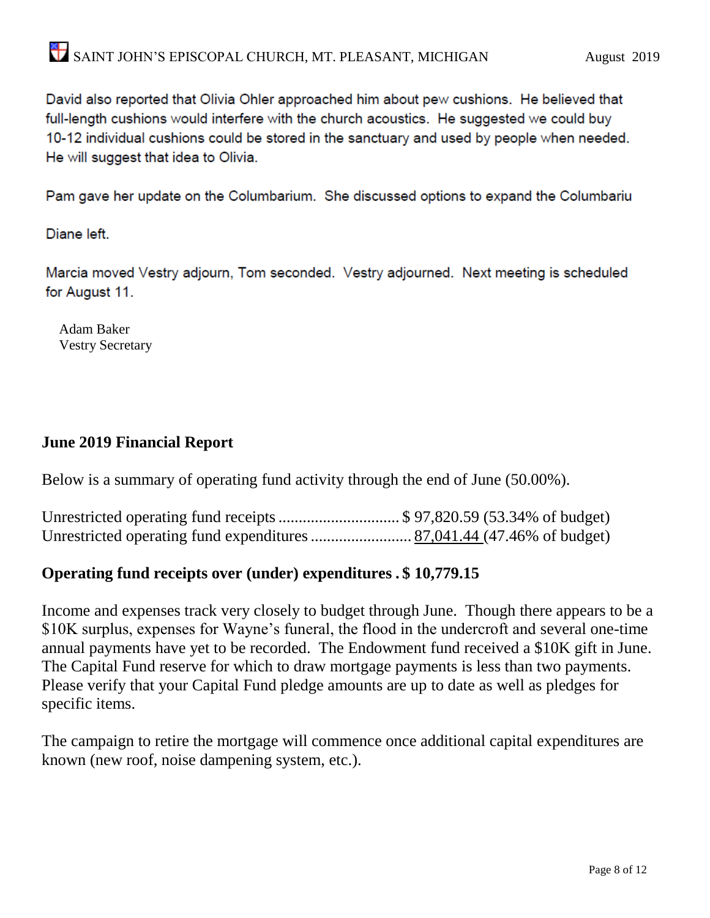David also reported that Olivia Ohler approached him about pew cushions. He believed that full-length cushions would interfere with the church acoustics. He suggested we could buy 10-12 individual cushions could be stored in the sanctuary and used by people when needed. He will suggest that idea to Olivia.

Pam gave her update on the Columbarium. She discussed options to expand the Columbariu

Diane left.

Marcia moved Vestry adjourn, Tom seconded. Vestry adjourned. Next meeting is scheduled for August 11.

Adam Baker
Vestry Secretary

## June 2019 Financial Report

Below is a summary of operating fund activity through the end of June (50.00%).

Unrestricted operating fund receipts .............................. $ 97,820.59 (53.34% of budget)
Unrestricted operating fund expenditures ......................... 87,041.44 (47.46% of budget)

**Operating fund receipts over (under) expenditures . $ 10,779.15**

Income and expenses track very closely to budget through June. Though there appears to be a $10K surplus, expenses for Wayne's funeral, the flood in the undercroft and several one-time annual payments have yet to be recorded. The Endowment fund received a $10K gift in June. The Capital Fund reserve for which to draw mortgage payments is less than two payments. Please verify that your Capital Fund pledge amounts are up to date as well as pledges for specific items.

The campaign to retire the mortgage will commence once additional capital expenditures are known (new roof, noise dampening system, etc.).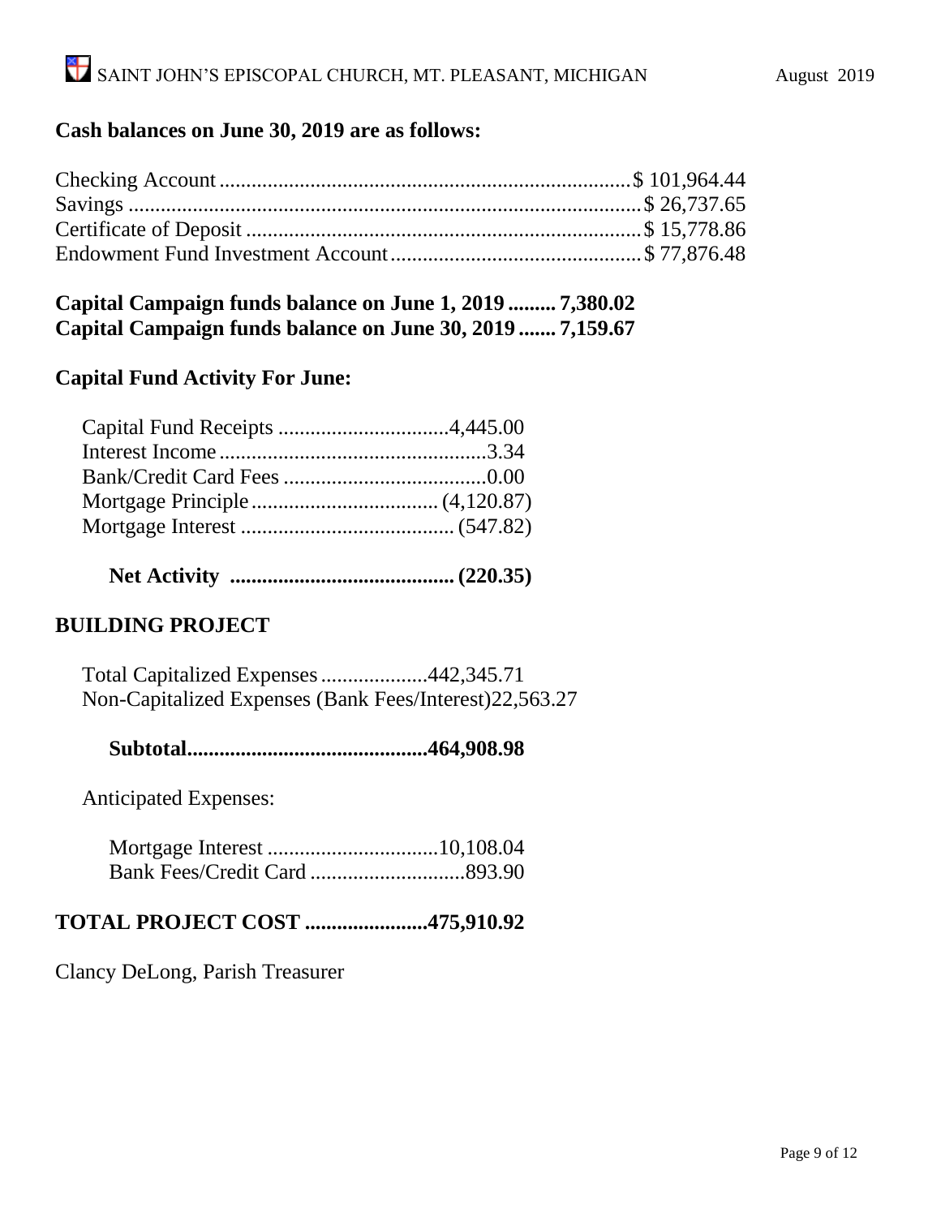**Cash balances on June 30, 2019 are as follows:**

| | |
|---|---|
| Checking Account | $ 101,964.44 |
| Savings | $ 26,737.65 |
| Certificate of Deposit | $ 15,778.86 |
| Endowment Fund Investment Account | $ 77,876.48 |

**Capital Campaign funds balance on June 1, 2019 ......... 7,380.02**
**Capital Campaign funds balance on June 30, 2019 ....... 7,159.67**

**Capital Fund Activity For June:**

| | |
|---|---|
| Capital Fund Receipts | 4,445.00 |
| Interest Income | 3.34 |
| Bank/Credit Card Fees | 0.00 |
| Mortgage Principle | (4,120.87) |
| Mortgage Interest | (547.82) |
| **Net Activity** | **(220.35)** |

## BUILDING PROJECT

| | |
|---|---|
| Total Capitalized Expenses | 442,345.71 |
| Non-Capitalized Expenses (Bank Fees/Interest) | 22,563.27 |
| **Subtotal** | **464,908.98** |

Anticipated Expenses:

| | |
|---|---|
| Mortgage Interest | 10,108.04 |
| Bank Fees/Credit Card | 893.90 |

**TOTAL PROJECT COST .......................475,910.92**

Clancy DeLong, Parish Treasurer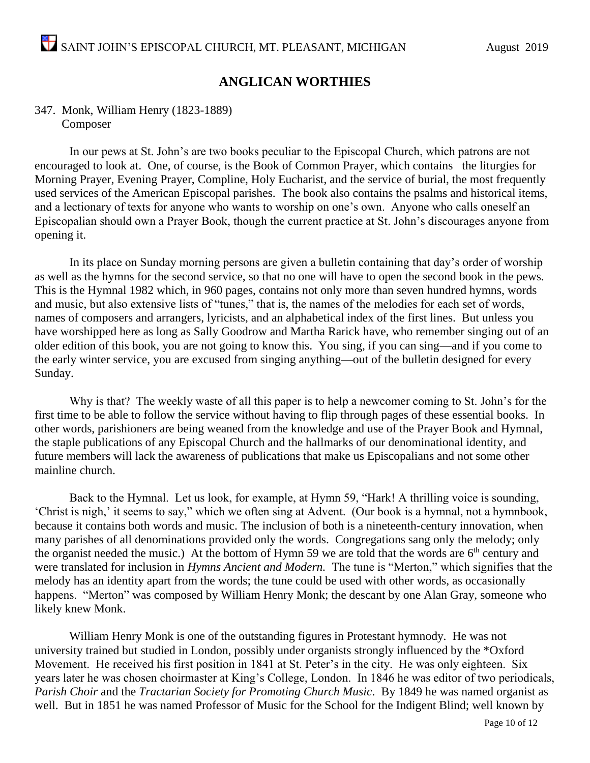## ANGLICAN WORTHIES

347. Monk, William Henry (1823-1889)
Composer

In our pews at St. John's are two books peculiar to the Episcopal Church, which patrons are not encouraged to look at. One, of course, is the Book of Common Prayer, which contains the liturgies for Morning Prayer, Evening Prayer, Compline, Holy Eucharist, and the service of burial, the most frequently used services of the American Episcopal parishes. The book also contains the psalms and historical items, and a lectionary of texts for anyone who wants to worship on one's own. Anyone who calls oneself an Episcopalian should own a Prayer Book, though the current practice at St. John's discourages anyone from opening it.

In its place on Sunday morning persons are given a bulletin containing that day's order of worship as well as the hymns for the second service, so that no one will have to open the second book in the pews. This is the Hymnal 1982 which, in 960 pages, contains not only more than seven hundred hymns, words and music, but also extensive lists of "tunes," that is, the names of the melodies for each set of words, names of composers and arrangers, lyricists, and an alphabetical index of the first lines. But unless you have worshipped here as long as Sally Goodrow and Martha Rarick have, who remember singing out of an older edition of this book, you are not going to know this. You sing, if you can sing—and if you come to the early winter service, you are excused from singing anything—out of the bulletin designed for every Sunday.

Why is that? The weekly waste of all this paper is to help a newcomer coming to St. John's for the first time to be able to follow the service without having to flip through pages of these essential books. In other words, parishioners are being weaned from the knowledge and use of the Prayer Book and Hymnal, the staple publications of any Episcopal Church and the hallmarks of our denominational identity, and future members will lack the awareness of publications that make us Episcopalians and not some other mainline church.

Back to the Hymnal. Let us look, for example, at Hymn 59, "Hark! A thrilling voice is sounding, 'Christ is nigh,' it seems to say," which we often sing at Advent. (Our book is a hymnal, not a hymnbook, because it contains both words and music. The inclusion of both is a nineteenth-century innovation, when many parishes of all denominations provided only the words. Congregations sang only the melody; only the organist needed the music.) At the bottom of Hymn 59 we are told that the words are 6th century and were translated for inclusion in *Hymns Ancient and Modern.* The tune is "Merton," which signifies that the melody has an identity apart from the words; the tune could be used with other words, as occasionally happens. "Merton" was composed by William Henry Monk; the descant by one Alan Gray, someone who likely knew Monk.

William Henry Monk is one of the outstanding figures in Protestant hymnody. He was not university trained but studied in London, possibly under organists strongly influenced by the *Oxford Movement. He received his first position in 1841 at St. Peter's in the city. He was only eighteen. Six years later he was chosen choirmaster at King's College, London. In 1846 he was editor of two periodicals, *Parish Choir* and the *Tractarian Society for Promoting Church Music*. By 1849 he was named organist as well. But in 1851 he was named Professor of Music for the School for the Indigent Blind; well known by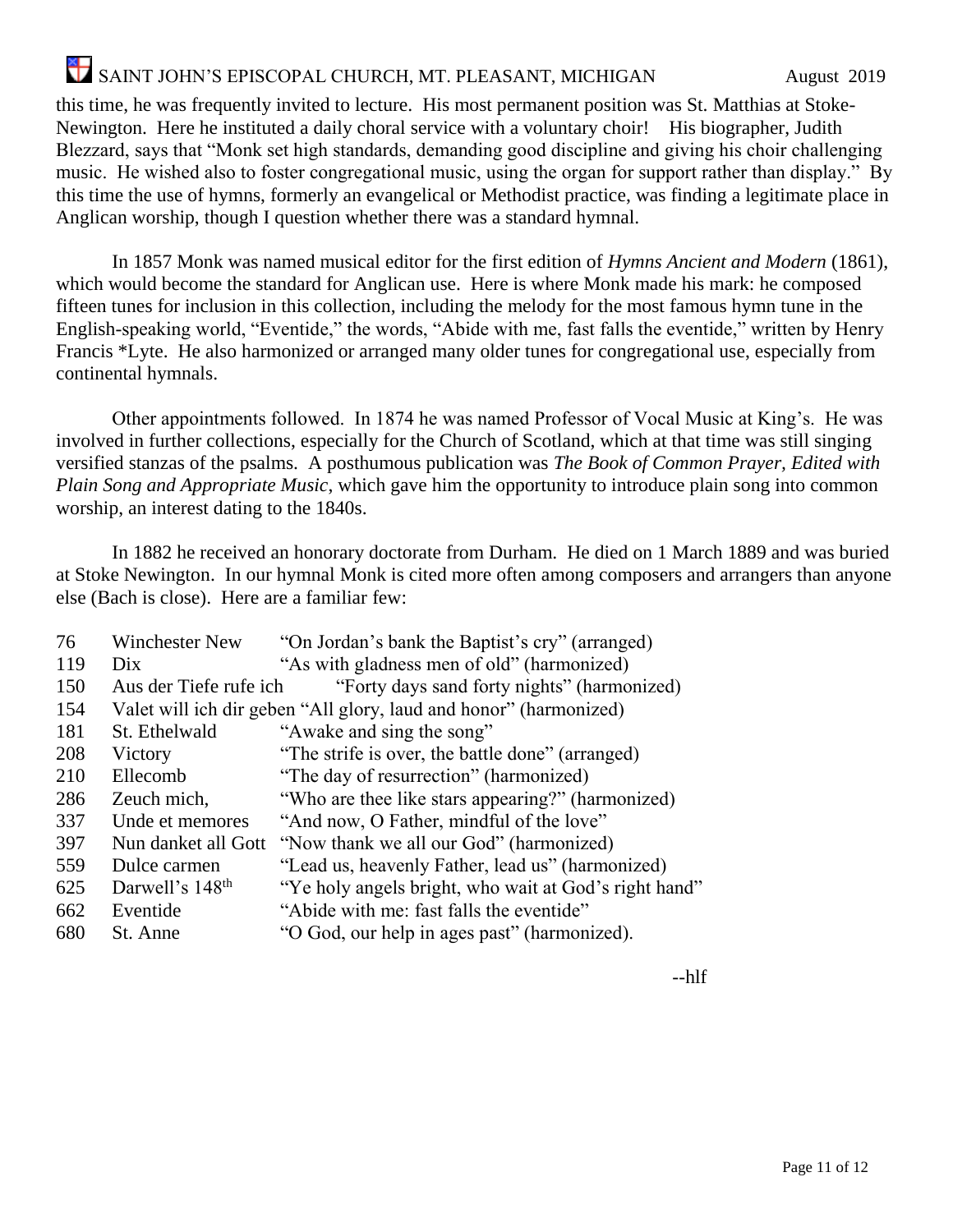this time, he was frequently invited to lecture. His most permanent position was St. Matthias at Stoke-Newington. Here he instituted a daily choral service with a voluntary choir! His biographer, Judith Blezzard, says that "Monk set high standards, demanding good discipline and giving his choir challenging music. He wished also to foster congregational music, using the organ for support rather than display." By this time the use of hymns, formerly an evangelical or Methodist practice, was finding a legitimate place in Anglican worship, though I question whether there was a standard hymnal.

In 1857 Monk was named musical editor for the first edition of *Hymns Ancient and Modern* (1861), which would become the standard for Anglican use. Here is where Monk made his mark: he composed fifteen tunes for inclusion in this collection, including the melody for the most famous hymn tune in the English-speaking world, "Eventide," the words, "Abide with me, fast falls the eventide," written by Henry Francis *Lyte. He also harmonized or arranged many older tunes for congregational use, especially from continental hymnals.

Other appointments followed. In 1874 he was named Professor of Vocal Music at King's. He was involved in further collections, especially for the Church of Scotland, which at that time was still singing versified stanzas of the psalms. A posthumous publication was *The Book of Common Prayer, Edited with Plain Song and Appropriate Music*, which gave him the opportunity to introduce plain song into common worship, an interest dating to the 1840s.

In 1882 he received an honorary doctorate from Durham. He died on 1 March 1889 and was buried at Stoke Newington. In our hymnal Monk is cited more often among composers and arrangers than anyone else (Bach is close). Here are a familiar few:

| | | |
|---|---|---|
| 76 | Winchester New | "On Jordan's bank the Baptist's cry" (arranged) |
| 119 | Dix | "As with gladness men of old" (harmonized) |
| 150 | Aus der Tiefe rufe ich | "Forty days sand forty nights" (harmonized) |
| 154 | Valet will ich dir geben | "All glory, laud and honor" (harmonized) |
| 181 | St. Ethelwald | "Awake and sing the song" |
| 208 | Victory | "The strife is over, the battle done" (arranged) |
| 210 | Ellecomb | "The day of resurrection" (harmonized) |
| 286 | Zeuch mich, | "Who are thee like stars appearing?" (harmonized) |
| 337 | Unde et memores | "And now, O Father, mindful of the love" |
| 397 | Nun danket all Gott | "Now thank we all our God" (harmonized) |
| 559 | Dulce carmen | "Lead us, heavenly Father, lead us" (harmonized) |
| 625 | Darwell's 148th | "Ye holy angels bright, who wait at God's right hand" |
| 662 | Eventide | "Abide with me: fast falls the eventide" |
| 680 | St. Anne | "O God, our help in ages past" (harmonized). |

--hlf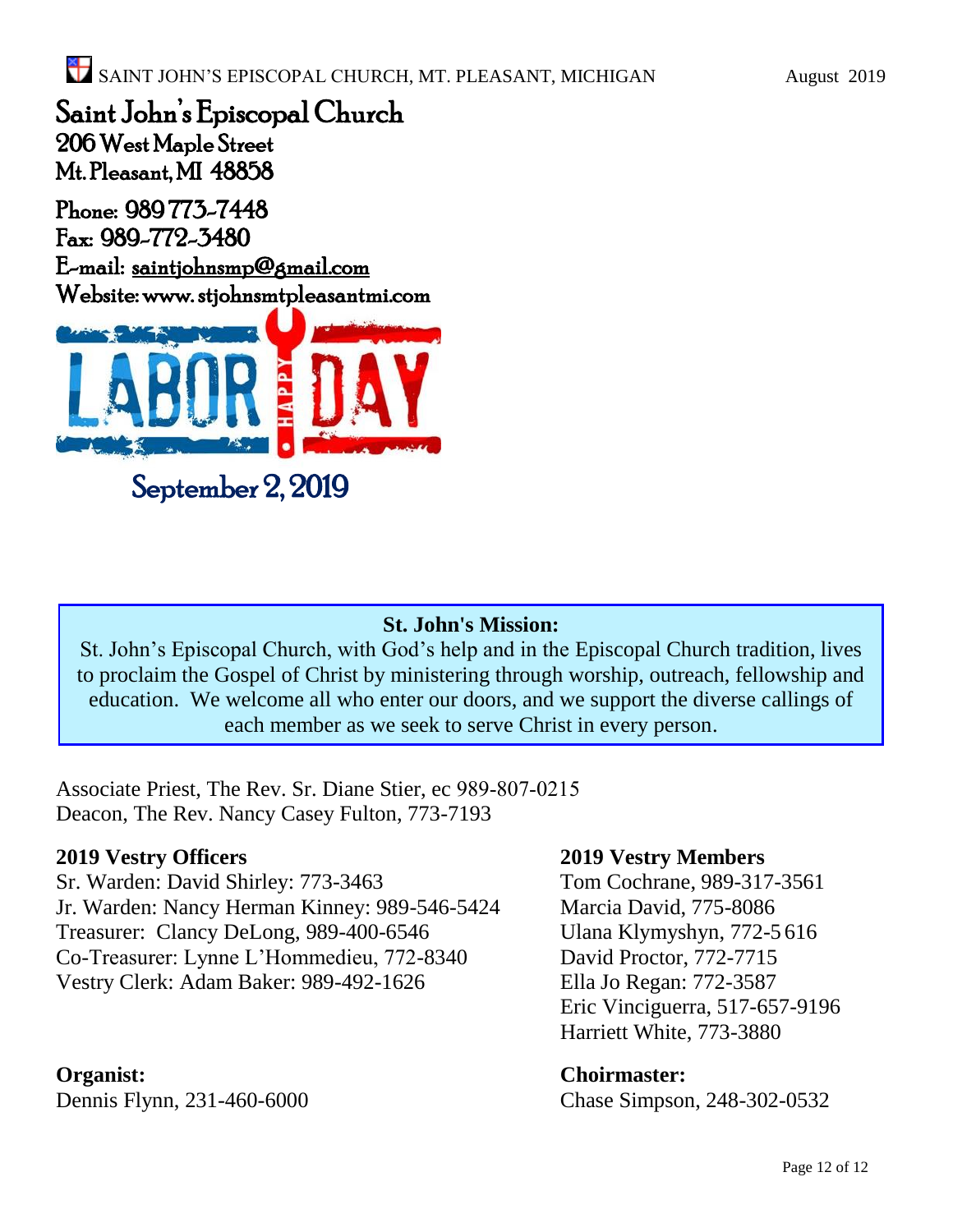# Saint John's Episcopal Church

206 West Maple Street
Mt. Pleasant, MI 48858

Phone: 989 773-7448
Fax: 989-772-3480
E-mail: saintjohnsmp@gmail.com
Website: www. stjohnsmtpleasantmi.com

LABOR HAPPY DAY

September 2, 2019

**St. John's Mission:**

St. John's Episcopal Church, with God's help and in the Episcopal Church tradition, lives to proclaim the Gospel of Christ by ministering through worship, outreach, fellowship and education. We welcome all who enter our doors, and we support the diverse callings of each member as we seek to serve Christ in every person.

Associate Priest, The Rev. Sr. Diane Stier, ec 989-807-0215
Deacon, The Rev. Nancy Casey Fulton, 773-7193

**2019 Vestry Officers**

Sr. Warden: David Shirley: 773-3463
Jr. Warden: Nancy Herman Kinney: 989-546-5424
Treasurer: Clancy DeLong, 989-400-6546
Co-Treasurer: Lynne L'Hommedieu, 772-8340
Vestry Clerk: Adam Baker: 989-492-1626

**2019 Vestry Members**

Tom Cochrane, 989-317-3561
Marcia David, 775-8086
Ulana Klymyshyn, 772-5616
David Proctor, 772-7715
Ella Jo Regan: 772-3587
Eric Vinciguerra, 517-657-9196
Harriett White, 773-3880

**Organist:**
Dennis Flynn, 231-460-6000

**Choirmaster:**
Chase Simpson, 248-302-0532